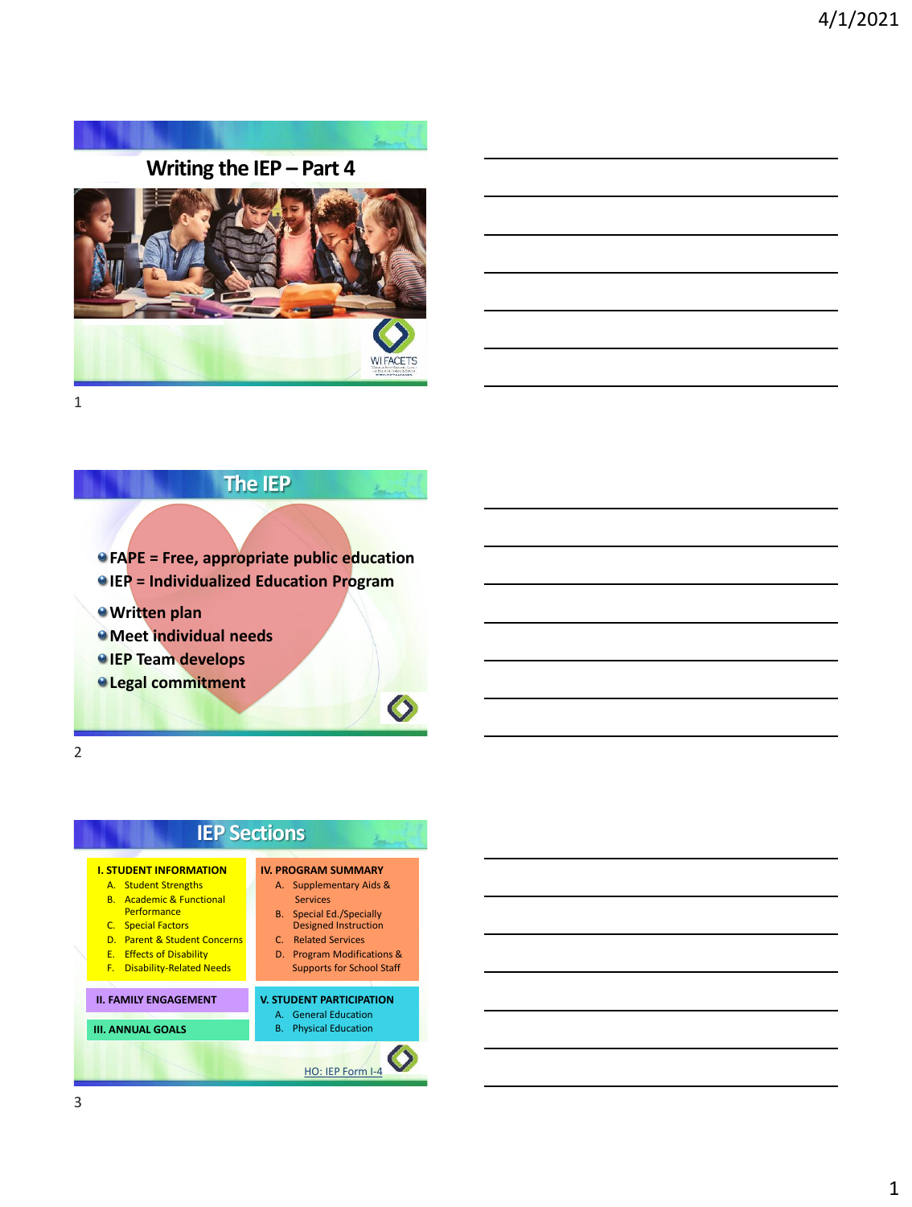# Writing the IEP – Part 4

WI FACETS

## The IEP

- FAPE = Free, appropriate public education
- IEP = Individualized Education Program
- Written plan
- Meet individual needs
- IEP Team develops
- Legal commitment

## IEP Sections

**I. STUDENT INFORMATION**

A. Student Strengths
B. Academic & Functional Performance
C. Special Factors
D. Parent & Student Concerns
E. Effects of Disability
F. Disability-Related Needs

**II. FAMILY ENGAGEMENT**

**III. ANNUAL GOALS**

**IV. PROGRAM SUMMARY**

A. Supplementary Aids & Services
B. Special Ed./Specially Designed Instruction
C. Related Services
D. Program Modifications & Supports for School Staff

**V. STUDENT PARTICIPATION**

A. General Education
B. Physical Education

HO: IEP Form I-4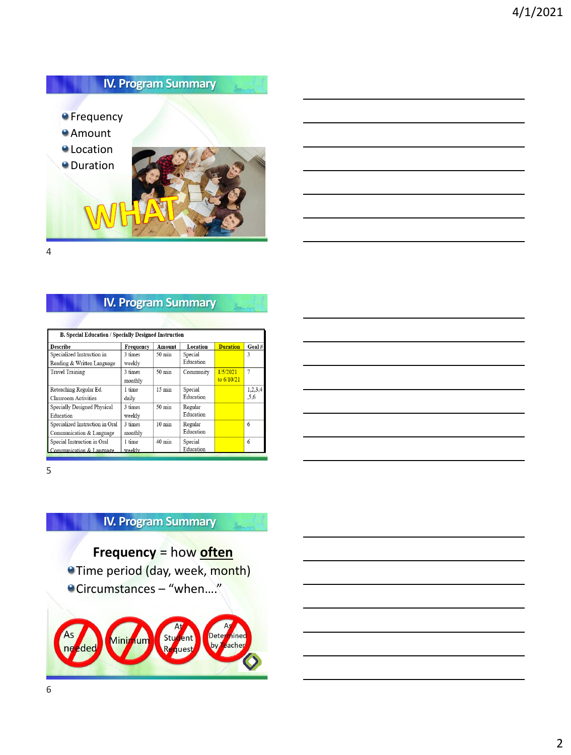## IV. Program Summary

- Frequency
- Amount
- Location
- Duration

WHAT

## IV. Program Summary

**B. Special Education / Specially Designed Instruction**

| Describe | Frequency | Amount | Location | Duration | Goal # |
|---|---|---|---|---|---|
| Specialized Instruction in Reading & Written Language | 3 times weekly | 50 min | Special Education | | 3 |
| Travel Training | 3 times monthly | 50 min | Community | 1/5/2021 to 6/10/21 | 7 |
| Reteaching Regular Ed. Classroom Activities | 1 time daily | 15 min | Special Education | | 1,2,3,4 ,5,6 |
| Specially Designed Physical Education | 3 times weekly | 50 min | Regular Education | | |
| Specialized Instruction in Oral Communication & Language | 3 times monthly | 10 min | Regular Education | | 6 |
| Special Instruction in Oral Communication & Language | 1 time weekly | 40 min | Special Education | | 6 |

## IV. Program Summary

**Frequency** = how **often**

- Time period (day, week, month)
- Circumstances – "when…."

As needed · Minimum · At Student Request · As Determined by Teacher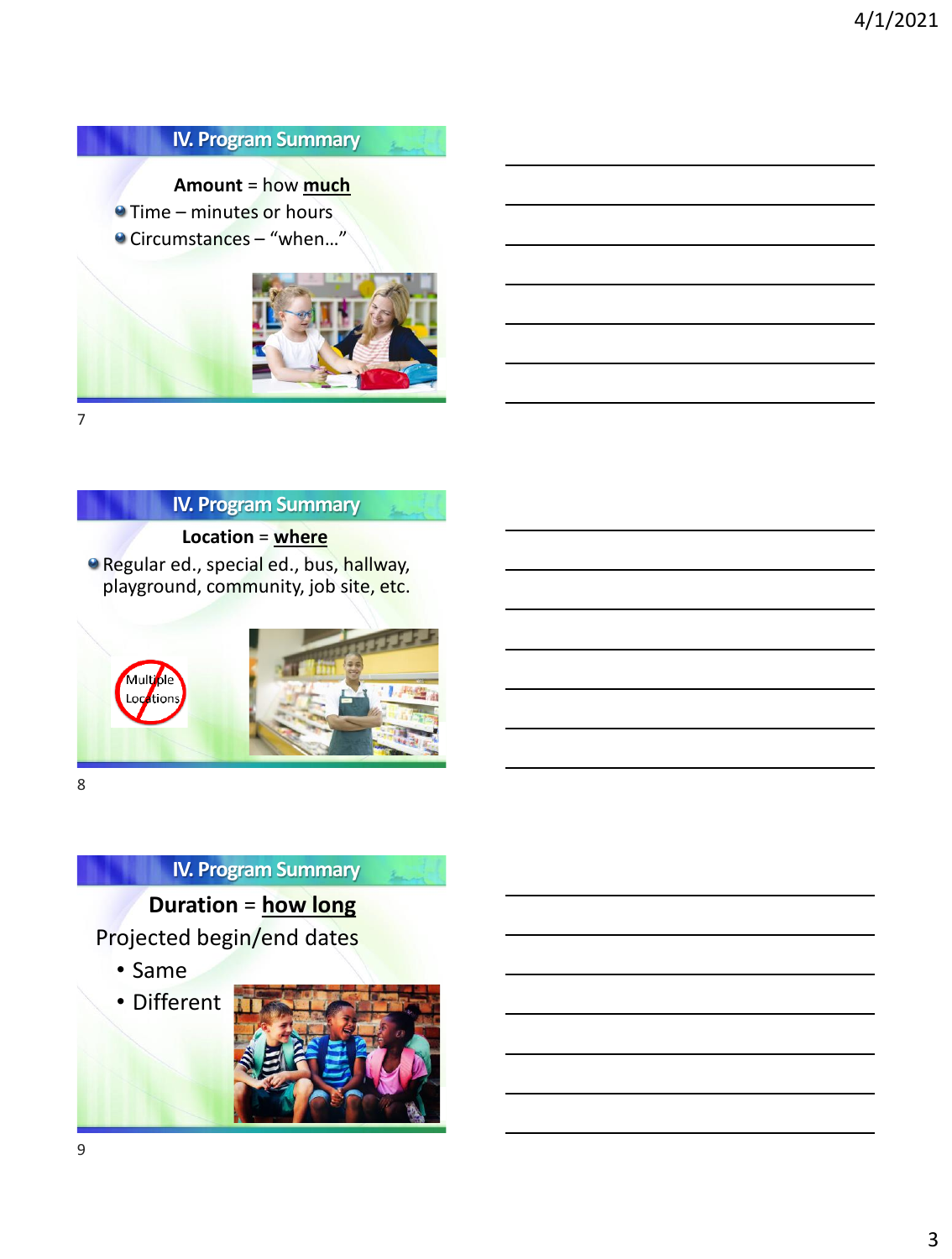## IV. Program Summary

**Amount** = how **much**

- Time – minutes or hours
- Circumstances – "when…"

## IV. Program Summary

**Location** = **where**

- Regular ed., special ed., bus, hallway, playground, community, job site, etc.

Multiple Locations

## IV. Program Summary

**Duration** = **how long**

Projected begin/end dates

- Same
- Different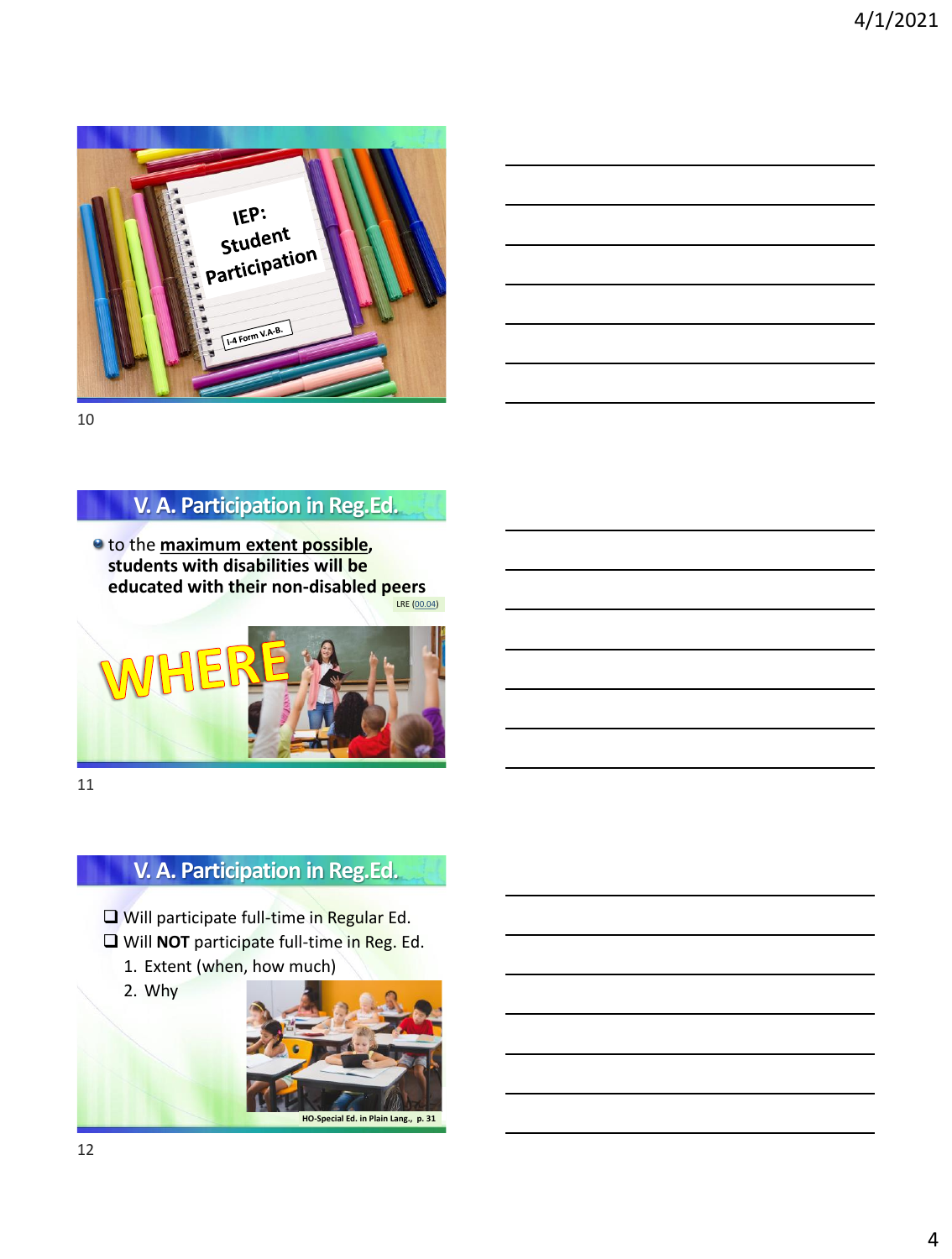IEP: Student Participation

I-4 Form V.A-B.

## V. A. Participation in Reg.Ed.

- to the **maximum extent possible**, **students with disabilities will be educated with their non-disabled peers**

LRE (00.04)

WHERE

## V. A. Participation in Reg.Ed.

- ❑ Will participate full-time in Regular Ed.
- ❑ Will **NOT** participate full-time in Reg. Ed.
  1. Extent (when, how much)
  2. Why

HO-Special Ed. in Plain Lang., p. 31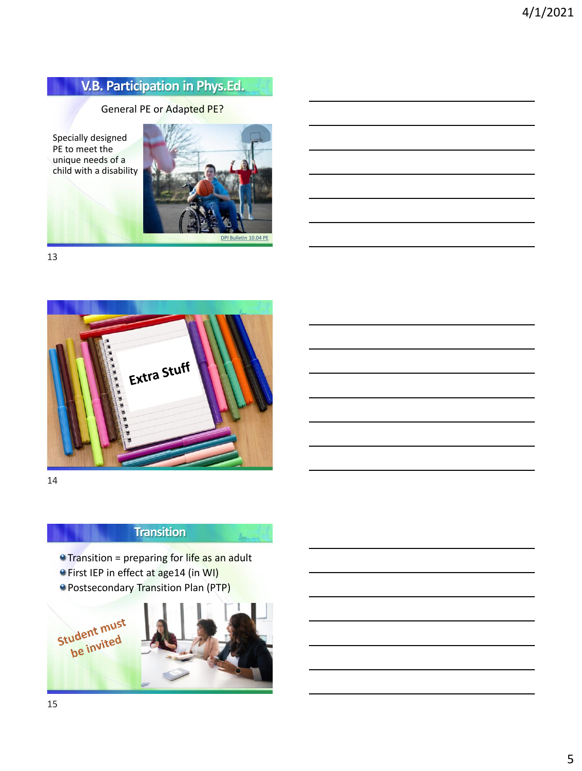## V.B. Participation in Phys.Ed.

General PE or Adapted PE?

Specially designed PE to meet the unique needs of a child with a disability

DPI Bulletin 10.04 PE

Extra Stuff

## Transition

- Transition = preparing for life as an adult
- First IEP in effect at age14 (in WI)
- Postsecondary Transition Plan (PTP)

Student must be invited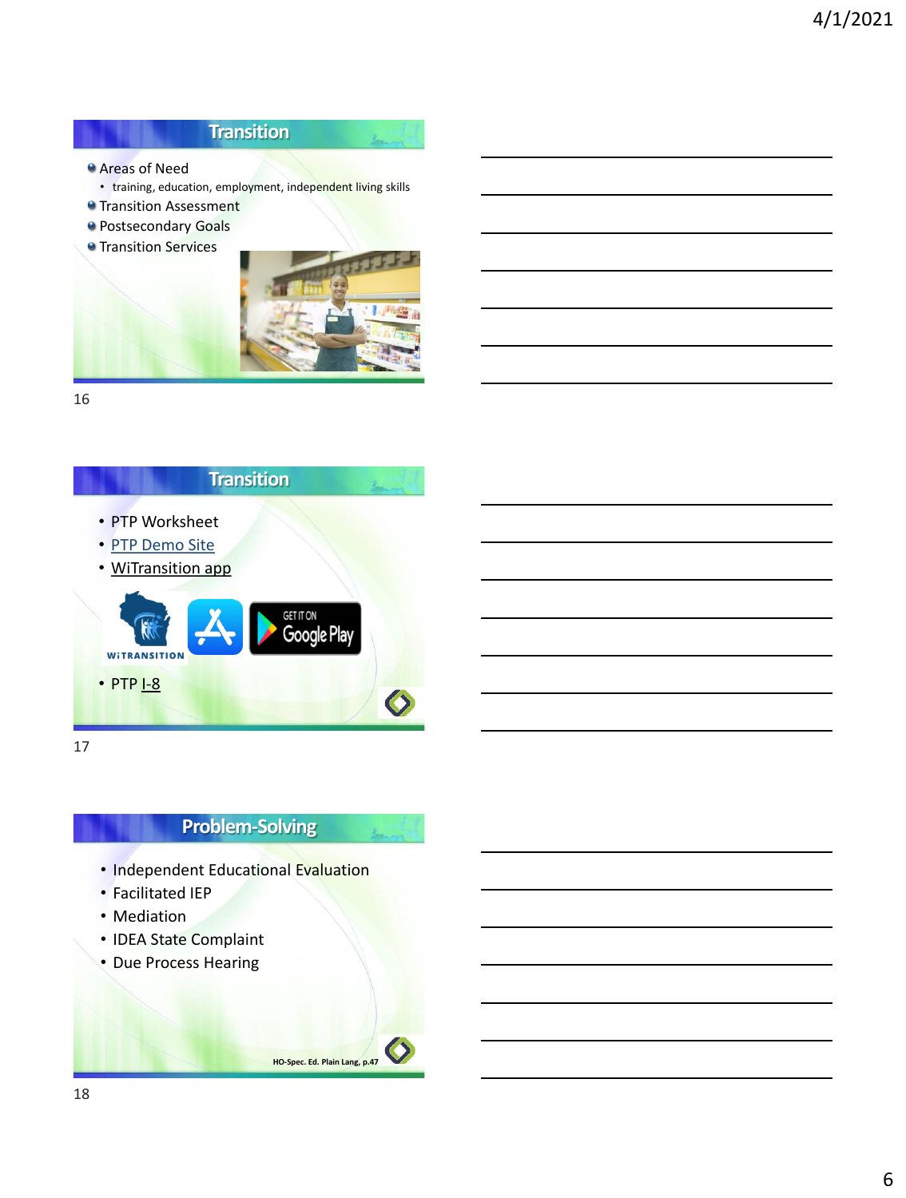## Transition

- Areas of Need
  - training, education, employment, independent living skills
- Transition Assessment
- Postsecondary Goals
- Transition Services

## Transition

- PTP Worksheet
- PTP Demo Site
- WiTransition app

WiTRANSITION

GET IT ON Google Play

- PTP I-8

## Problem-Solving

- Independent Educational Evaluation
- Facilitated IEP
- Mediation
- IDEA State Complaint
- Due Process Hearing

HO-Spec. Ed. Plain Lang, p.47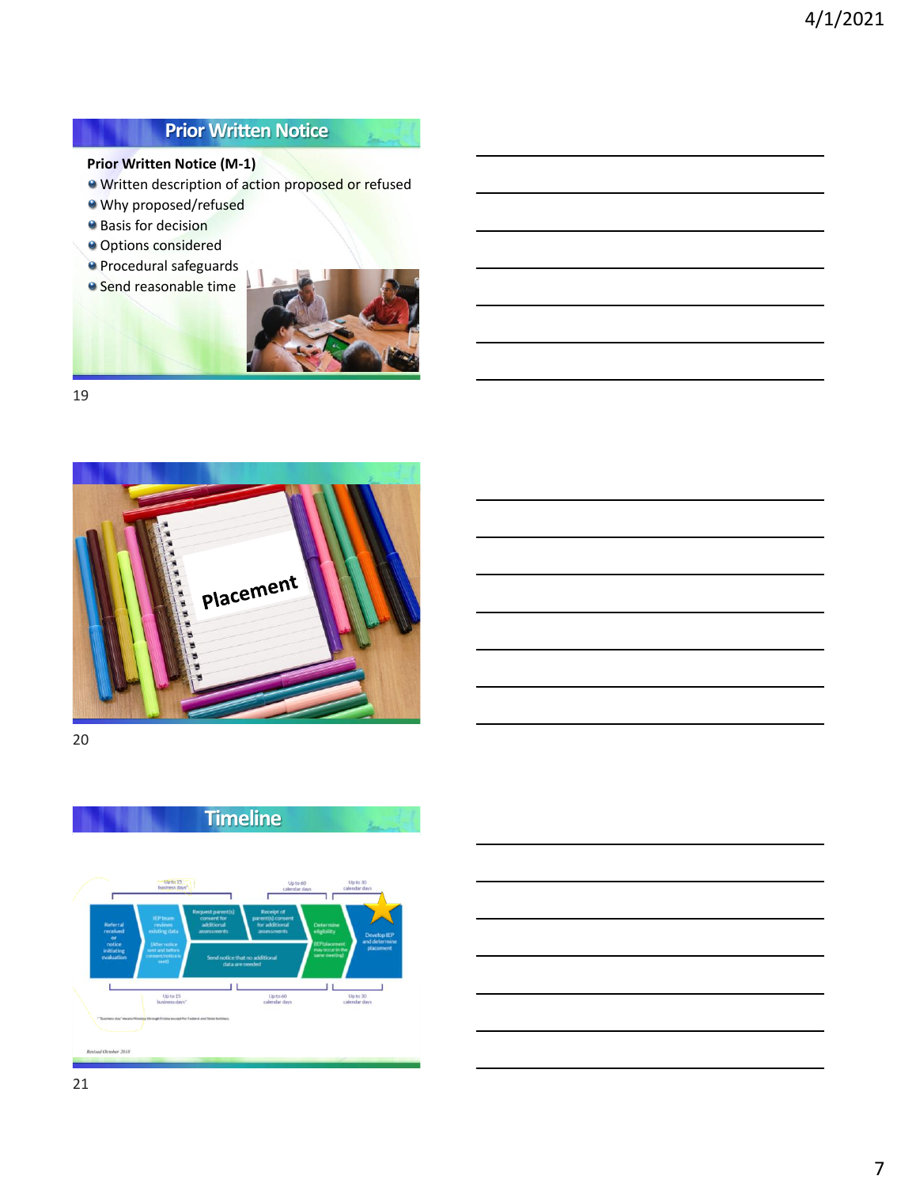## Prior Written Notice

**Prior Written Notice (M-1)**

- Written description of action proposed or refused
- Why proposed/refused
- Basis for decision
- Options considered
- Procedural safeguards
- Send reasonable time

19

Placement

20

## Timeline

Up to 15 business days*

Up to 60 calendar days

Up to 30 calendar days

Referral received or notice initiating evaluation

IEP team reviews existing data (After notice sent and before consent/notice is sent)

Request parent(s) consent for additional assessments

Receipt of parent(s) consent for additional assessments

Send notice that no additional data are needed

Determine eligibility (IEP/placement may occur in the same meeting)

Develop IEP and determine placement

Up to 15 business days*

Up to 60 calendar days

Up to 30 calendar days

*"Business day" means Monday through Friday except for Federal and State holidays.

*Revised October 2013*

21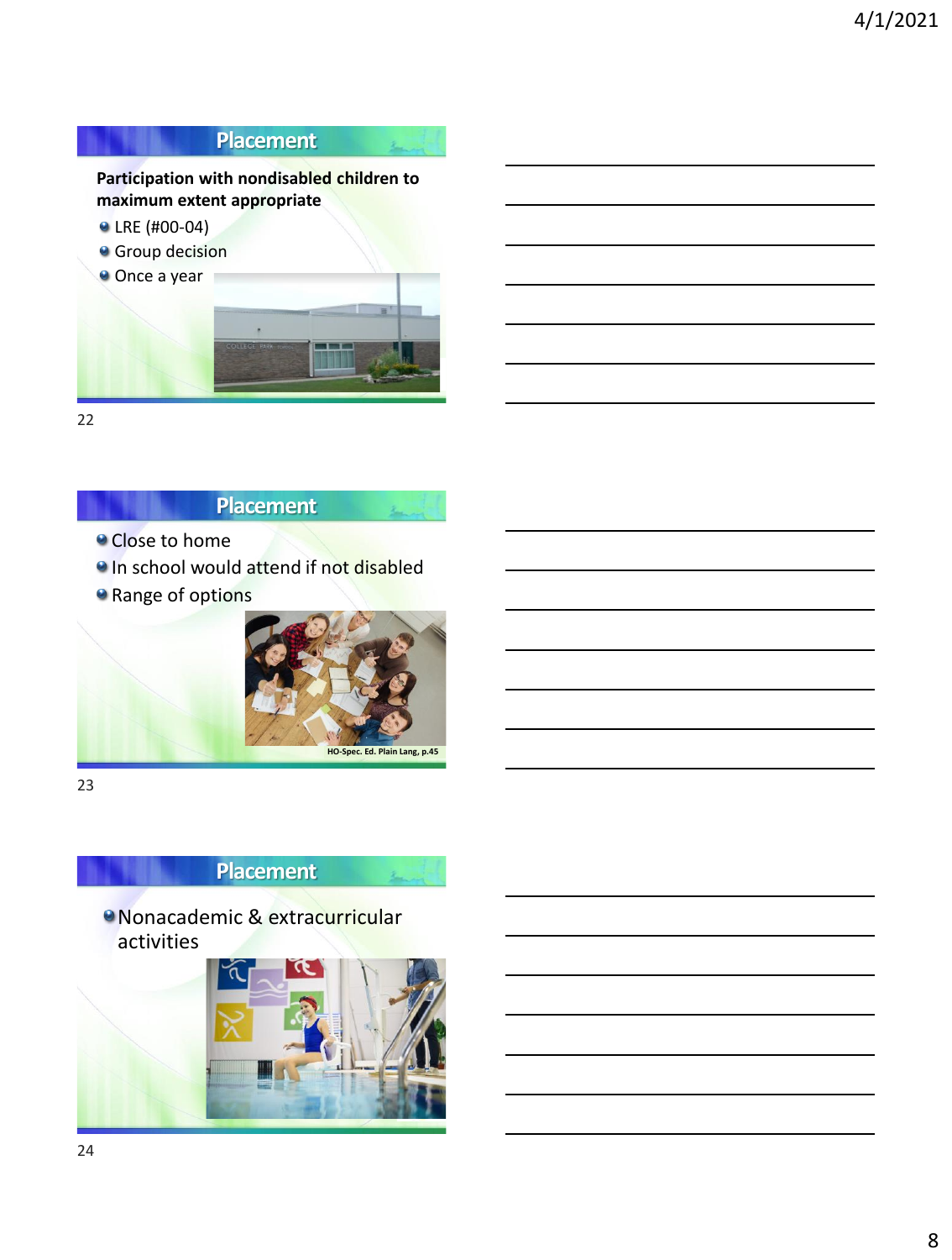## Placement

**Participation with nondisabled children to maximum extent appropriate**

- LRE (#00-04)
- Group decision
- Once a year

## Placement

- Close to home
- In school would attend if not disabled
- Range of options

HO-Spec. Ed. Plain Lang, p.45

## Placement

- Nonacademic & extracurricular activities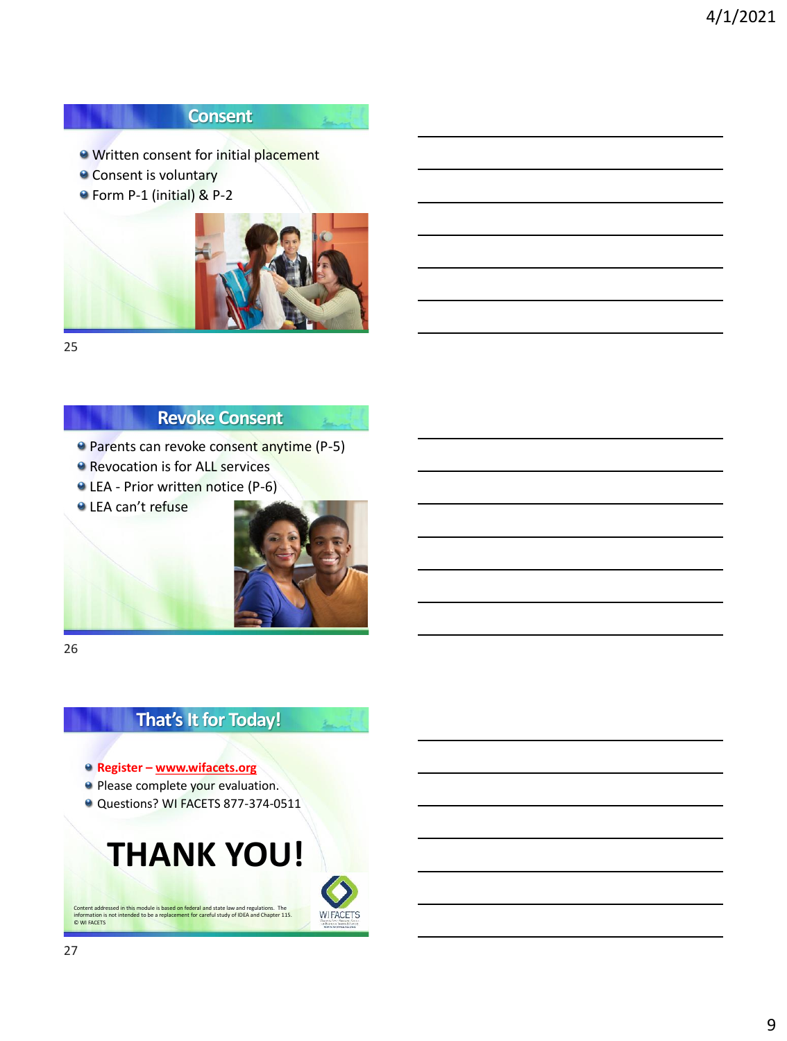## Consent

- Written consent for initial placement
- Consent is voluntary
- Form P-1 (initial) & P-2

25

## Revoke Consent

- Parents can revoke consent anytime (P-5)
- Revocation is for ALL services
- LEA - Prior written notice (P-6)
- LEA can't refuse

26

## That's It for Today!

- **Register – www.wifacets.org**
- Please complete your evaluation.
- Questions? WI FACETS 877-374-0511

# THANK YOU!

Content addressed in this module is based on federal and state law and regulations. The information is not intended to be a replacement for careful study of IDEA and Chapter 115.
© WI FACETS

WI FACETS

27